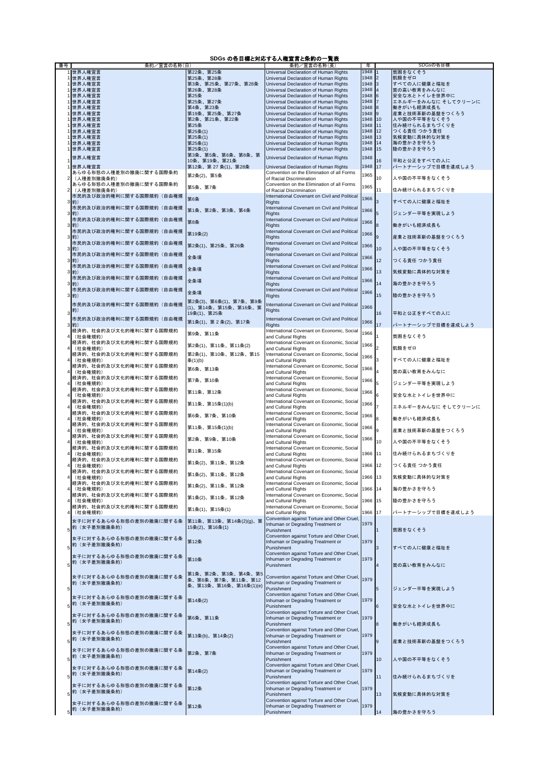# SDGs の各目標と対応する人権宣言と条約の一覧表

| 番号 | 条約／宣言の名称(日) | | 条約／宣言の名称(英) | 年 | SDGsの各目標 | |
|---|---|---|---|---|---|---|
| 1 | 世界人権宣言 | 第22条、第25条 | Universal Declaration of Human Rights | 1948 | 1 | 貧困をなくそう |
| 1 | 世界人権宣言 | 第25条、第28条 | Universal Declaration of Human Rights | 1948 | 2 | 飢餓をゼロ |
| 1 | 世界人権宣言 | 第3条、第25条、第27条、第28条 | Universal Declaration of Human Rights | 1948 | 3 | すべての人に健康と福祉を |
| 1 | 世界人権宣言 | 第26条、第28条 | Universal Declaration of Human Rights | 1948 | 4 | 質の高い教育をみんなに |
| 1 | 世界人権宣言 | 第25条 | Universal Declaration of Human Rights | 1948 | 6 | 安全な水とトイレを世界中に |
| 1 | 世界人権宣言 | 第25条、第27条 | Universal Declaration of Human Rights | 1948 | 7 | エネルギーをみんなに そしてクリーンに |
| 1 | 世界人権宣言 | 第4条、第23条 | Universal Declaration of Human Rights | 1948 | 8 | 働きがいも経済成長も |
| 1 | 世界人権宣言 | 第19条、第25条、第27条 | Universal Declaration of Human Rights | 1948 | 9 | 産業と技術革新の基盤をつくろう |
| 1 | 世界人権宣言 | 第2条、第21条、第22条 | Universal Declaration of Human Rights | 1948 | 10 | 人や国の不平等をなくそう |
| 1 | 世界人権宣言 | 第25条 | Universal Declaration of Human Rights | 1948 | 11 | 住み続けられるまちづくりを |
| 1 | 世界人権宣言 | 第25条(1) | Universal Declaration of Human Rights | 1948 | 12 | つくる責任 つかう責任 |
| 1 | 世界人権宣言 | 第25条(1) | Universal Declaration of Human Rights | 1948 | 13 | 気候変動に具体的な対策を |
| 1 | 世界人権宣言 | 第25条(1) | Universal Declaration of Human Rights | 1948 | 14 | 海の豊かさを守ろう |
| 1 | 世界人権宣言 | 第25条(1) | Universal Declaration of Human Rights | 1948 | 15 | 陸の豊かさを守ろう |
| 1 | 世界人権宣言 | 第3条、第5条、第6条、第8条、第10条、第19条、第21条 | Universal Declaration of Human Rights | 1948 | 16 | 平和と公正をすべての人に |
| 1 | 世界人権宣言 | 第12条、第 27 条(1)、第28条 | Universal Declaration of Human Rights | 1948 | 17 | パートナーシップで目標を達成しよう |
| 2 | あらゆる形態の人種差別の撤廃に関する国際条約（人種差別撤廃条約） | 第2条(2)、第5条 | Convention on the Elimination of all Forms of Racial Discrimination | 1965 | 10 | 人や国の不平等をなくそう |
| 2 | あらゆる形態の人種差別の撤廃に関する国際条約（人種差別撤廃条約） | 第5条、第7条 | Convention on the Elimination of all Forms of Racial Discrimination | 1965 | 11 | 住み続けられるまちづくりを |
| 3 | 市民的及び政治的権利に関する国際規約（自由権規約） | 第6条 | International Covenant on Civil and Political Rights | 1966 | 3 | すべての人に健康と福祉を |
| 3 | 市民的及び政治的権利に関する国際規約（自由権規約） | 第1条、第2条、第3条、第4条 | International Covenant on Civil and Political Rights | 1966 | 5 | ジェンダー平等を実現しよう |
| 3 | 市民的及び政治的権利に関する国際規約（自由権規約） | 第8条 | International Covenant on Civil and Political Rights | 1966 | 8 | 働きがいも経済成長も |
| 3 | 市民的及び政治的権利に関する国際規約（自由権規約） | 第19条(2) | International Covenant on Civil and Political Rights | 1966 | 9 | 産業と技術革新の基盤をつくろう |
| 3 | 市民的及び政治的権利に関する国際規約（自由権規約） | 第2条(1)、第25条、第26条 | International Covenant on Civil and Political Rights | 1966 | 10 | 人や国の不平等をなくそう |
| 3 | 市民的及び政治的権利に関する国際規約（自由権規約） | 全条項 | International Covenant on Civil and Political Rights | 1966 | 12 | つくる責任 つかう責任 |
| 3 | 市民的及び政治的権利に関する国際規約（自由権規約） | 全条項 | International Covenant on Civil and Political Rights | 1966 | 13 | 気候変動に具体的な対策を |
| 3 | 市民的及び政治的権利に関する国際規約（自由権規約） | 全条項 | International Covenant on Civil and Political Rights | 1966 | 14 | 海の豊かさを守ろう |
| 3 | 市民的及び政治的権利に関する国際規約（自由権規約） | 全条項 | International Covenant on Civil and Political Rights | 1966 | 15 | 陸の豊かさを守ろう |
| 3 | 市民的及び政治的権利に関する国際規約（自由権規約） | 第2条(3)、第6条(1)、第7条、第9条(1)、第14条、第15条、第16条、第19条(1)、第25条 | International Covenant on Civil and Political Rights | 1966 | 16 | 平和と公正をすべての人に |
| 3 | 市民的及び政治的権利に関する国際規約（自由権規約） | 第1条(1)、第 2 条(2)、第17条 | International Covenant on Civil and Political Rights | 1966 | 17 | パートナーシップで目標を達成しよう |
| 4 | 経済的、社会的及び文化的権利に関する国際規約（社会権規約） | 第9条、第11条 | International Covenant on Economic, Social and Cultural Rights | 1966 | 1 | 貧困をなくそう |
| 4 | 経済的、社会的及び文化的権利に関する国際規約（社会権規約） | 第2条(1)、第11条、第11条(2) | International Covenant on Economic, Social and Cultural Rights | 1966 | 2 | 飢餓をゼロ |
| 4 | 経済的、社会的及び文化的権利に関する国際規約（社会権規約） | 第2条(1)、第10条、第12条、第15条(1)(b) | International Covenant on Economic, Social and Cultural Rights | 1966 | 3 | すべての人に健康と福祉を |
| 4 | 経済的、社会的及び文化的権利に関する国際規約（社会権規約） | 第6条、第13条 | International Covenant on Economic, Social and Cultural Rights | 1966 | 4 | 質の高い教育をみんなに |
| 4 | 経済的、社会的及び文化的権利に関する国際規約（社会権規約） | 第7条、第10条 | International Covenant on Economic, Social and Cultural Rights | 1966 | 5 | ジェンダー平等を実現しよう |
| 4 | 経済的、社会的及び文化的権利に関する国際規約（社会権規約） | 第11条、第12条 | International Covenant on Economic, Social and Cultural Rights | 1966 | 6 | 安全な水とトイレを世界中に |
| 4 | 経済的、社会的及び文化的権利に関する国際規約（社会権規約） | 第11条、第15条(1)(b) | International Covenant on Economic, Social and Cultural Rights | 1966 | 7 | エネルギーをみんなに そしてクリーンに |
| 4 | 経済的、社会的及び文化的権利に関する国際規約（社会権規約） | 第6条、第7条、第10条 | International Covenant on Economic, Social and Cultural Rights | 1966 | 8 | 働きがいも経済成長も |
| 4 | 経済的、社会的及び文化的権利に関する国際規約（社会権規約） | 第11条、第15条(1)(b) | International Covenant on Economic, Social and Cultural Rights | 1966 | 9 | 産業と技術革新の基盤をつくろう |
| 4 | 経済的、社会的及び文化的権利に関する国際規約（社会権規約） | 第2条、第9条、第10条 | International Covenant on Economic, Social and Cultural Rights | 1966 | 10 | 人や国の不平等をなくそう |
| 4 | 経済的、社会的及び文化的権利に関する国際規約（社会権規約） | 第11条、第15条 | International Covenant on Economic, Social and Cultural Rights | 1966 | 11 | 住み続けられるまちづくりを |
| 4 | 経済的、社会的及び文化的権利に関する国際規約（社会権規約） | 第1条(2)、第11条、第12条 | International Covenant on Economic, Social and Cultural Rights | 1966 | 12 | つくる責任 つかう責任 |
| 4 | 経済的、社会的及び文化的権利に関する国際規約（社会権規約） | 第1条(2)、第11条、第12条 | International Covenant on Economic, Social and Cultural Rights | 1966 | 13 | 気候変動に具体的な対策を |
| 4 | 経済的、社会的及び文化的権利に関する国際規約（社会権規約） | 第1条(2)、第11条、第12条 | International Covenant on Economic, Social and Cultural Rights | 1966 | 14 | 海の豊かさを守ろう |
| 4 | 経済的、社会的及び文化的権利に関する国際規約（社会権規約） | 第1条(2)、第11条、第12条 | International Covenant on Economic, Social and Cultural Rights | 1966 | 15 | 陸の豊かさを守ろう |
| 4 | 経済的、社会的及び文化的権利に関する国際規約（社会権規約） | 第1条(1)、第15条(1) | International Covenant on Economic, Social and Cultural Rights | 1966 | 17 | パートナーシップで目標を達成しよう |
| 5 | 女子に対するあらゆる形態の差別の撤廃に関する条約（女子差別撤廃条約） | 第11条、第13条、第14条(2)(g)、第15条(2)、第16条(1) | Convention against Torture and Other Cruel, Inhuman or Degrading Treatment or Punishment | 1979 | 1 | 貧困をなくそう |
| 5 | 女子に対するあらゆる形態の差別の撤廃に関する条約（女子差別撤廃条約） | 第12条 | Convention against Torture and Other Cruel, Inhuman or Degrading Treatment or Punishment | 1979 | 3 | すべての人に健康と福祉を |
| 5 | 女子に対するあらゆる形態の差別の撤廃に関する条約（女子差別撤廃条約） | 第10条 | Convention against Torture and Other Cruel, Inhuman or Degrading Treatment or Punishment | 1979 | 4 | 質の高い教育をみんなに |
| 5 | 女子に対するあらゆる形態の差別の撤廃に関する条約（女子差別撤廃条約） | 第1条、第2条、第3条、第4条、第5条、第6条、第7条、第11条、第12条、第13条、第16条、第16条(1)(e) | Convention against Torture and Other Cruel, Inhuman or Degrading Treatment or Punishment | 1979 | 5 | ジェンダー平等を実現しよう |
| 5 | 女子に対するあらゆる形態の差別の撤廃に関する条約（女子差別撤廃条約） | 第14条(2) | Convention against Torture and Other Cruel, Inhuman or Degrading Treatment or Punishment | 1979 | 6 | 安全な水とトイレを世界中に |
| 5 | 女子に対するあらゆる形態の差別の撤廃に関する条約（女子差別撤廃条約） | 第6条、第11条 | Convention against Torture and Other Cruel, Inhuman or Degrading Treatment or Punishment | 1979 | 8 | 働きがいも経済成長も |
| 5 | 女子に対するあらゆる形態の差別の撤廃に関する条約（女子差別撤廃条約） | 第13条(b)、第14条(2) | Convention against Torture and Other Cruel, Inhuman or Degrading Treatment or Punishment | 1979 | 9 | 産業と技術革新の基盤をつくろう |
| 5 | 女子に対するあらゆる形態の差別の撤廃に関する条約（女子差別撤廃条約） | 第2条、第7条 | Convention against Torture and Other Cruel, Inhuman or Degrading Treatment or Punishment | 1979 | 10 | 人や国の不平等をなくそう |
| 5 | 女子に対するあらゆる形態の差別の撤廃に関する条約（女子差別撤廃条約） | 第14条(2) | Convention against Torture and Other Cruel, Inhuman or Degrading Treatment or Punishment | 1979 | 11 | 住み続けられるまちづくりを |
| 5 | 女子に対するあらゆる形態の差別の撤廃に関する条約（女子差別撤廃条約） | 第12条 | Convention against Torture and Other Cruel, Inhuman or Degrading Treatment or Punishment | 1979 | 13 | 気候変動に具体的な対策を |
| 5 | 女子に対するあらゆる形態の差別の撤廃に関する条約（女子差別撤廃条約） | 第12条 | Convention against Torture and Other Cruel, Inhuman or Degrading Treatment or Punishment | 1979 | 14 | 海の豊かさを守ろう |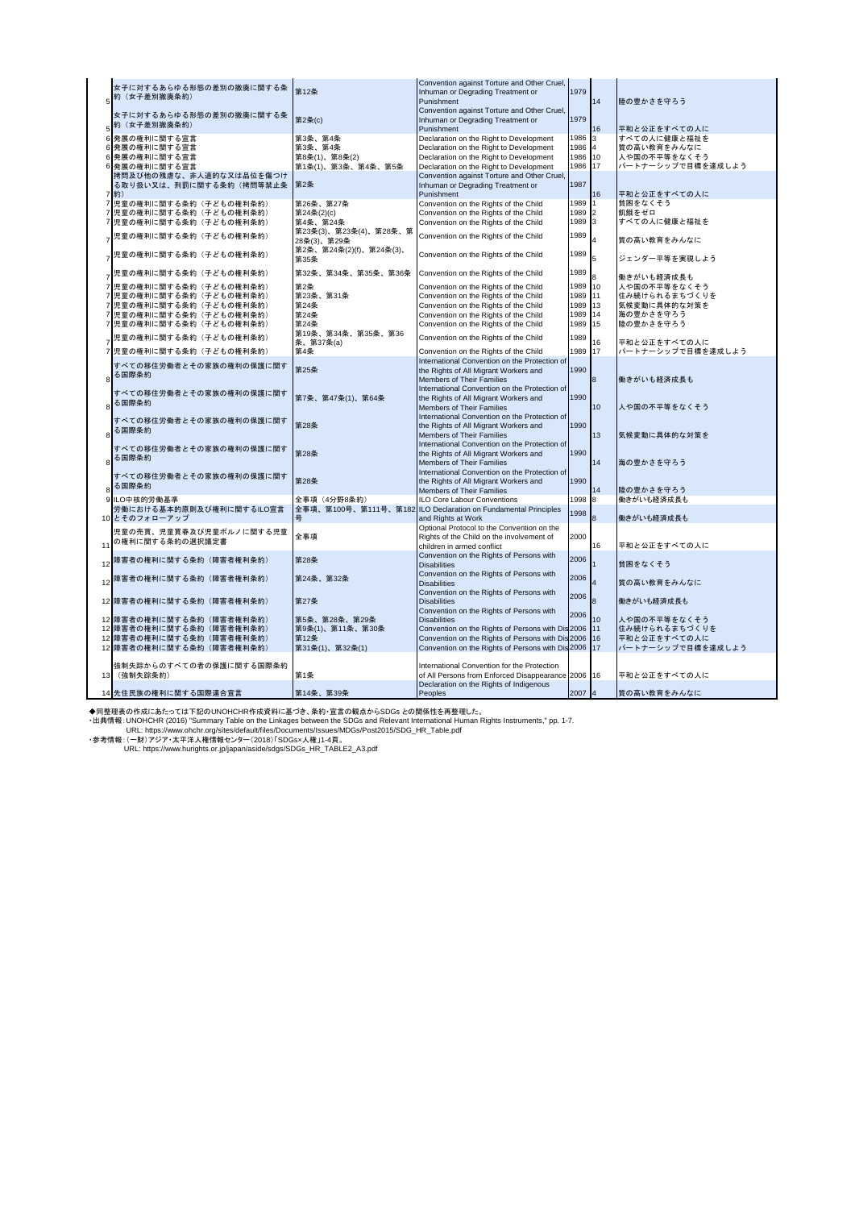| | | | | | | |
|---|---|---|---|---|---|---|
| 5 | 女子に対するあらゆる形態の差別の撤廃に関する条約（女子差別撤廃条約） | 第12条 | Convention against Torture and Other Cruel, Inhuman or Degrading Treatment or Punishment | 1979 | 14 | 陸の豊かさを守ろう |
| 5 | 女子に対するあらゆる形態の差別の撤廃に関する条約（女子差別撤廃条約） | 第2条(c) | Convention against Torture and Other Cruel, Inhuman or Degrading Treatment or Punishment | 1979 | 16 | 平和と公正をすべての人に |
| 6 | 発展の権利に関する宣言 | 第3条、第4条 | Declaration on the Right to Development | 1986 | 3 | すべての人に健康と福祉を |
| 6 | 発展の権利に関する宣言 | 第3条、第4条 | Declaration on the Right to Development | 1986 | 4 | 質の高い教育をみんなに |
| 6 | 発展の権利に関する宣言 | 第8条(1)、第8条(2) | Declaration on the Right to Development | 1986 | 10 | 人や国の不平等をなくそう |
| 6 | 発展の権利に関する宣言 | 第1条(1)、第3条、第4条、第5条 | Declaration on the Right to Development | 1986 | 17 | パートナーシップで目標を達成しよう |
| 7 | 拷問及び他の残虐な、非人道的な又は品位を傷つける取り扱い又は、刑罰に関する条約（拷問等禁止条約） | 第2条 | Convention against Torture and Other Cruel, Inhuman or Degrading Treatment or Punishment | 1987 | 16 | 平和と公正をすべての人に |
| 7 | 児童の権利に関する条約（子どもの権利条約） | 第26条、第27条 | Convention on the Rights of the Child | 1989 | 1 | 貧困をなくそう |
| 7 | 児童の権利に関する条約（子どもの権利条約） | 第24条(2)(c) | Convention on the Rights of the Child | 1989 | 2 | 飢餓をゼロ |
| 7 | 児童の権利に関する条約（子どもの権利条約） | 第4条、第24条 | Convention on the Rights of the Child | 1989 | 3 | すべての人に健康と福祉を |
| 7 | 児童の権利に関する条約（子どもの権利条約） | 第23条(3)、第23条(4)、第28条、第28条(3)、第29条 | Convention on the Rights of the Child | 1989 | 4 | 質の高い教育をみんなに |
| 7 | 児童の権利に関する条約（子どもの権利条約） | 第2条、第24条(2)(f)、第24条(3)、第35条 | Convention on the Rights of the Child | 1989 | 5 | ジェンダー平等を実現しよう |
| 7 | 児童の権利に関する条約（子どもの権利条約） | 第32条、第34条、第35条、第36条 | Convention on the Rights of the Child | 1989 | 8 | 働きがいも経済成長も |
| 7 | 児童の権利に関する条約（子どもの権利条約） | 第2条 | Convention on the Rights of the Child | 1989 | 10 | 人や国の不平等をなくそう |
| 7 | 児童の権利に関する条約（子どもの権利条約） | 第23条、第31条 | Convention on the Rights of the Child | 1989 | 11 | 住み続けられるまちづくりを |
| 7 | 児童の権利に関する条約（子どもの権利条約） | 第24条 | Convention on the Rights of the Child | 1989 | 13 | 気候変動に具体的な対策を |
| 7 | 児童の権利に関する条約（子どもの権利条約） | 第24条 | Convention on the Rights of the Child | 1989 | 14 | 海の豊かさを守ろう |
| 7 | 児童の権利に関する条約（子どもの権利条約） | 第24条 | Convention on the Rights of the Child | 1989 | 15 | 陸の豊かさを守ろう |
| 7 | 児童の権利に関する条約（子どもの権利条約） | 第19条、第34条、第35条、第36条、第37条(a) | Convention on the Rights of the Child | 1989 | 16 | 平和と公正をすべての人に |
| 7 | 児童の権利に関する条約（子どもの権利条約） | 第4条 | Convention on the Rights of the Child | 1989 | 17 | パートナーシップで目標を達成しよう |
| 8 | すべての移住労働者とその家族の権利の保護に関する国際条約 | 第25条 | International Convention on the Protection of the Rights of All Migrant Workers and Members of Their Families | 1990 | 8 | 働きがいも経済成長も |
| 8 | すべての移住労働者とその家族の権利の保護に関する国際条約 | 第7条、第47条(1)、第64条 | International Convention on the Protection of the Rights of All Migrant Workers and Members of Their Families | 1990 | 10 | 人や国の不平等をなくそう |
| 8 | すべての移住労働者とその家族の権利の保護に関する国際条約 | 第28条 | International Convention on the Protection of the Rights of All Migrant Workers and Members of Their Families | 1990 | 13 | 気候変動に具体的な対策を |
| 8 | すべての移住労働者とその家族の権利の保護に関する国際条約 | 第28条 | International Convention on the Protection of the Rights of All Migrant Workers and Members of Their Families | 1990 | 14 | 海の豊かさを守ろう |
| 8 | すべての移住労働者とその家族の権利の保護に関する国際条約 | 第28条 | International Convention on the Protection of the Rights of All Migrant Workers and Members of Their Families | 1990 | 14 | 陸の豊かさを守ろう |
| 9 | ILO中核的労働基準 | 全事項（4分野8条約） | ILO Core Labour Conventions | 1998 | 8 | 働きがいも経済成長も |
| 10 | 労働における基本的原則及び権利に関するILO宣言とそのフォローアップ | 全事項、第100号、第111号、第182号 | ILO Declaration on Fundamental Principles and Rights at Work | 1998 | 8 | 働きがいも経済成長も |
| 11 | 児童の売買、児童買春及び児童ポルノに関する児童の権利に関する条約の選択議定書 | 全事項 | Optional Protocol to the Convention on the Rights of the Child on the involvement of children in armed conflict | 2000 | 16 | 平和と公正をすべての人に |
| 12 | 障害者の権利に関する条約（障害者権利条約） | 第28条 | Convention on the Rights of Persons with Disabilities | 2006 | 1 | 貧困をなくそう |
| 12 | 障害者の権利に関する条約（障害者権利条約） | 第24条、第32条 | Convention on the Rights of Persons with Disabilities | 2006 | 4 | 質の高い教育をみんなに |
| 12 | 障害者の権利に関する条約（障害者権利条約） | 第27条 | Convention on the Rights of Persons with Disabilities | 2006 | 8 | 働きがいも経済成長も |
| 12 | 障害者の権利に関する条約（障害者権利条約） | 第5条、第28条、第29条 | Convention on the Rights of Persons with Disabilities | 2006 | 10 | 人や国の不平等をなくそう |
| 12 | 障害者の権利に関する条約（障害者権利条約） | 第9条(1)、第11条、第30条 | Convention on the Rights of Persons with Dis | 2006 | 11 | 住み続けられるまちづくりを |
| 12 | 障害者の権利に関する条約（障害者権利条約） | 第12条 | Convention on the Rights of Persons with Dis | 2006 | 16 | 平和と公正をすべての人に |
| 12 | 障害者の権利に関する条約（障害者権利条約） | 第31条(1)、第32条(1) | Convention on the Rights of Persons with Dis | 2006 | 17 | パートナーシップで目標を達成しよう |
| 13 | 強制失踪からのすべての者の保護に関する国際条約（強制失踪条約） | 第1条 | International Convention for the Protection of All Persons from Enforced Disappearance | 2006 | 16 | 平和と公正をすべての人に |
| 14 | 先住民族の権利に関する国際連合宣言 | 第14条、第39条 | Declaration on the Rights of Indigenous Peoples | 2007 | 4 | 質の高い教育をみんなに |

◆同整理表の作成にあたっては下記のUNOHCHR作成資料に基づき、条約・宣言の観点からSDGs との関係性を再整理した。

・出典情報：UNOHCHR (2016) "Summary Table on the Linkages between the SDGs and Relevant International Human Rights Instruments," pp. 1-7.
　URL: https://www.ohchr.org/sites/default/files/Documents/Issues/MDGs/Post2015/SDG_HR_Table.pdf

・参考情報：(一財)アジア・太平洋人権情報センター(2018)「SDGs×人権」1-4頁。
　URL: https://www.hurights.or.jp/japan/aside/sdgs/SDGs_HR_TABLE2_A3.pdf